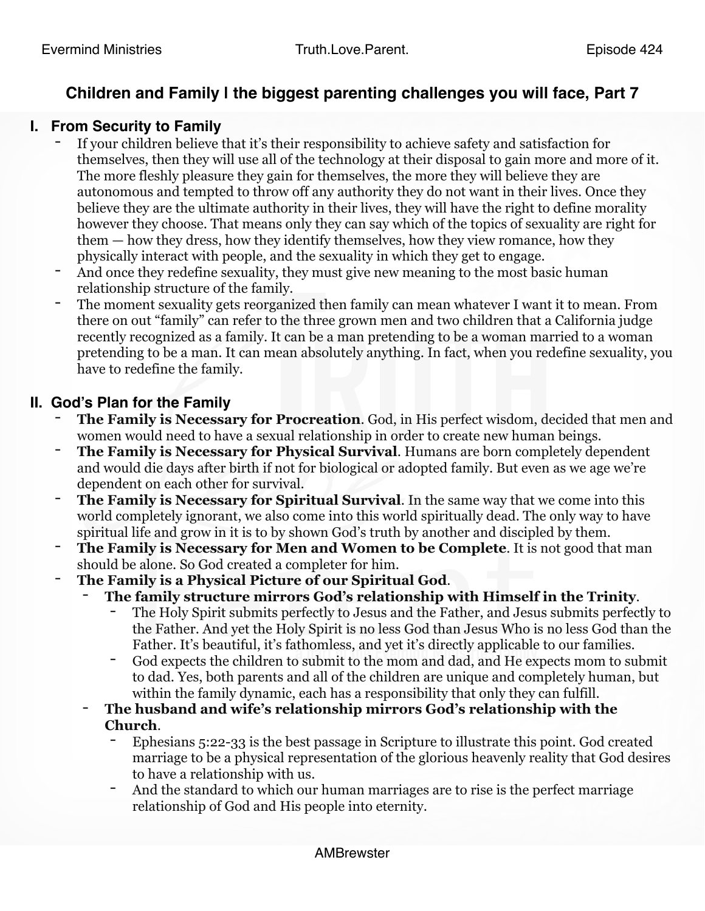# Children and Family | the biggest parenting challenges you will face, Part 7

## I. From Security to Family

- If your children believe that it's their responsibility to achieve safety and satisfaction for themselves, then they will use all of the technology at their disposal to gain more and more of it. The more fleshly pleasure they gain for themselves, the more they will believe they are autonomous and tempted to throw off any authority they do not want in their lives. Once they believe they are the ultimate authority in their lives, they will have the right to define morality however they choose. That means only they can say which of the topics of sexuality are right for them — how they dress, how they identify themselves, how they view romance, how they physically interact with people, and the sexuality in which they get to engage.
- And once they redefine sexuality, they must give new meaning to the most basic human relationship structure of the family.
- The moment sexuality gets reorganized then family can mean whatever I want it to mean. From there on out "family" can refer to the three grown men and two children that a California judge recently recognized as a family. It can be a man pretending to be a woman married to a woman pretending to be a man. It can mean absolutely anything. In fact, when you redefine sexuality, you have to redefine the family.

## II. God's Plan for the Family

- **The Family is Necessary for Procreation**. God, in His perfect wisdom, decided that men and women would need to have a sexual relationship in order to create new human beings.
- **The Family is Necessary for Physical Survival**. Humans are born completely dependent and would die days after birth if not for biological or adopted family. But even as we age we're dependent on each other for survival.
- **The Family is Necessary for Spiritual Survival**. In the same way that we come into this world completely ignorant, we also come into this world spiritually dead. The only way to have spiritual life and grow in it is to by shown God's truth by another and discipled by them.
- **The Family is Necessary for Men and Women to be Complete**. It is not good that man should be alone. So God created a completer for him.
- **The Family is a Physical Picture of our Spiritual God**.
  - **The family structure mirrors God's relationship with Himself in the Trinity**.
    - The Holy Spirit submits perfectly to Jesus and the Father, and Jesus submits perfectly to the Father. And yet the Holy Spirit is no less God than Jesus Who is no less God than the Father. It's beautiful, it's fathomless, and yet it's directly applicable to our families.
    - God expects the children to submit to the mom and dad, and He expects mom to submit to dad. Yes, both parents and all of the children are unique and completely human, but within the family dynamic, each has a responsibility that only they can fulfill.
  - **The husband and wife's relationship mirrors God's relationship with the Church**.
    - Ephesians 5:22-33 is the best passage in Scripture to illustrate this point. God created marriage to be a physical representation of the glorious heavenly reality that God desires to have a relationship with us.
    - And the standard to which our human marriages are to rise is the perfect marriage relationship of God and His people into eternity.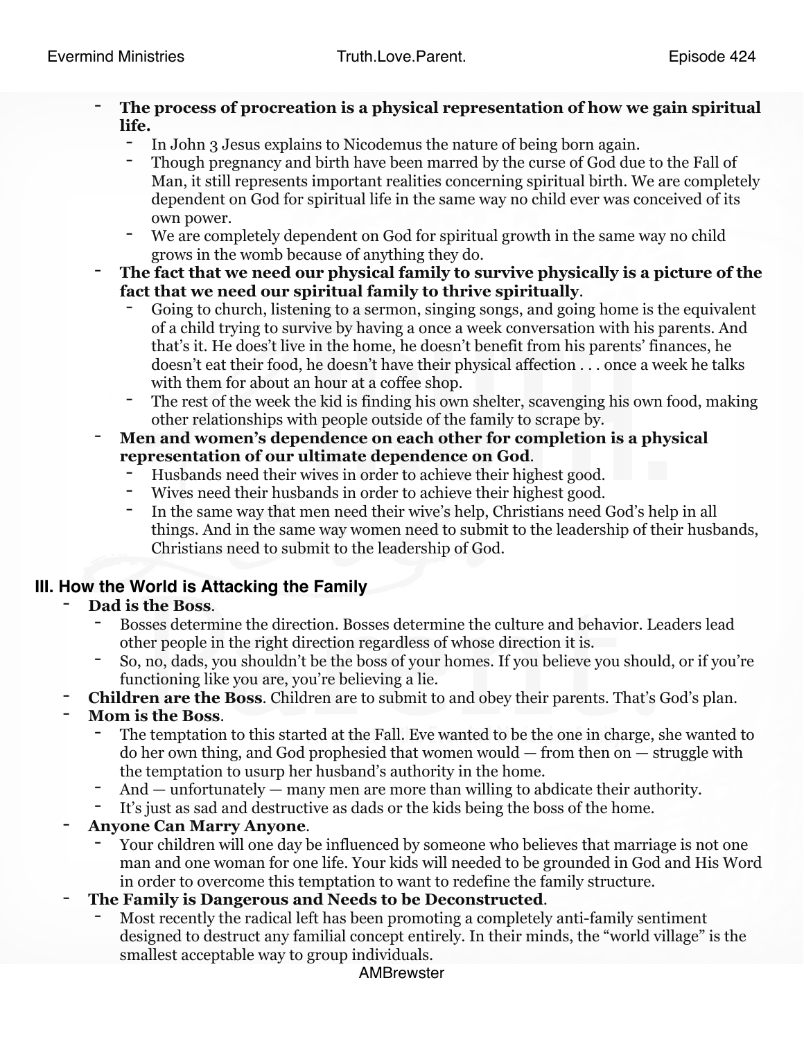- **The process of procreation is a physical representation of how we gain spiritual life.**
  - In John 3 Jesus explains to Nicodemus the nature of being born again.
  - Though pregnancy and birth have been marred by the curse of God due to the Fall of Man, it still represents important realities concerning spiritual birth. We are completely dependent on God for spiritual life in the same way no child ever was conceived of its own power.
  - We are completely dependent on God for spiritual growth in the same way no child grows in the womb because of anything they do.
- **The fact that we need our physical family to survive physically is a picture of the fact that we need our spiritual family to thrive spiritually**.
  - Going to church, listening to a sermon, singing songs, and going home is the equivalent of a child trying to survive by having a once a week conversation with his parents. And that's it. He does't live in the home, he doesn't benefit from his parents' finances, he doesn't eat their food, he doesn't have their physical affection . . . once a week he talks with them for about an hour at a coffee shop.
  - The rest of the week the kid is finding his own shelter, scavenging his own food, making other relationships with people outside of the family to scrape by.
- **Men and women's dependence on each other for completion is a physical representation of our ultimate dependence on God**.
  - Husbands need their wives in order to achieve their highest good.
  - Wives need their husbands in order to achieve their highest good.
  - In the same way that men need their wive's help, Christians need God's help in all things. And in the same way women need to submit to the leadership of their husbands, Christians need to submit to the leadership of God.

## III. How the World is Attacking the Family

- **Dad is the Boss**.
  - Bosses determine the direction. Bosses determine the culture and behavior. Leaders lead other people in the right direction regardless of whose direction it is.
  - So, no, dads, you shouldn't be the boss of your homes. If you believe you should, or if you're functioning like you are, you're believing a lie.
- **Children are the Boss**. Children are to submit to and obey their parents. That's God's plan.
- **Mom is the Boss**.
  - The temptation to this started at the Fall. Eve wanted to be the one in charge, she wanted to do her own thing, and God prophesied that women would — from then on — struggle with the temptation to usurp her husband's authority in the home.
  - And — unfortunately — many men are more than willing to abdicate their authority.
  - It's just as sad and destructive as dads or the kids being the boss of the home.
- **Anyone Can Marry Anyone**.
  - Your children will one day be influenced by someone who believes that marriage is not one man and one woman for one life. Your kids will needed to be grounded in God and His Word in order to overcome this temptation to want to redefine the family structure.
- **The Family is Dangerous and Needs to be Deconstructed**.
  - Most recently the radical left has been promoting a completely anti-family sentiment designed to destruct any familial concept entirely. In their minds, the "world village" is the smallest acceptable way to group individuals.